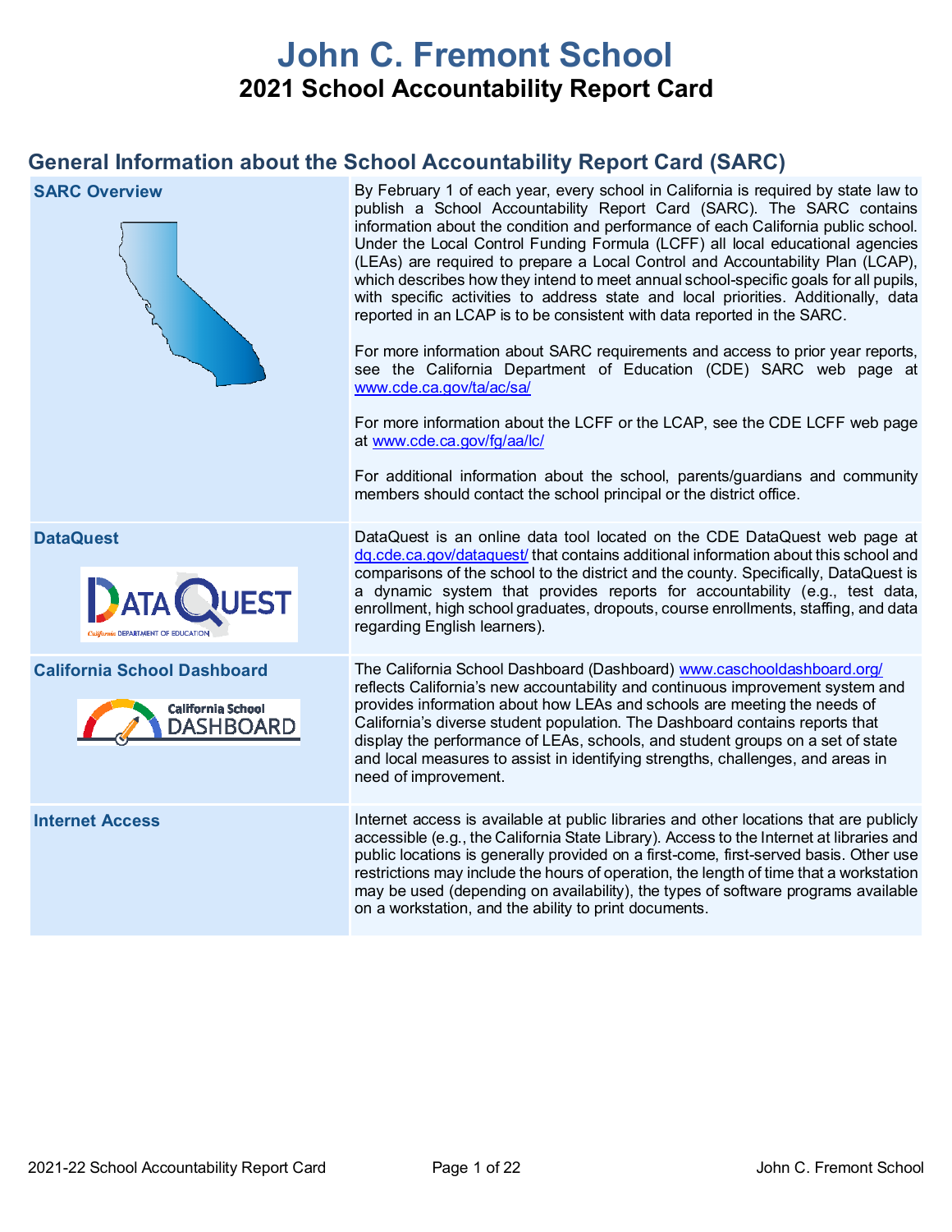# John C. Fremont School

## 2021 School Accountability Report Card

## General Information about the School Accountability Report Card (SARC)

| | |
|---|---|
| **SARC Overview** | By February 1 of each year, every school in California is required by state law to publish a School Accountability Report Card (SARC). The SARC contains information about the condition and performance of each California public school. Under the Local Control Funding Formula (LCFF) all local educational agencies (LEAs) are required to prepare a Local Control and Accountability Plan (LCAP), which describes how they intend to meet annual school-specific goals for all pupils, with specific activities to address state and local priorities. Additionally, data reported in an LCAP is to be consistent with data reported in the SARC.<br><br>For more information about SARC requirements and access to prior year reports, see the California Department of Education (CDE) SARC web page at www.cde.ca.gov/ta/ac/sa/<br><br>For more information about the LCFF or the LCAP, see the CDE LCFF web page at www.cde.ca.gov/fg/aa/lc/<br><br>For additional information about the school, parents/guardians and community members should contact the school principal or the district office. |
| **DataQuest** | DataQuest is an online data tool located on the CDE DataQuest web page at dq.cde.ca.gov/dataquest/ that contains additional information about this school and comparisons of the school to the district and the county. Specifically, DataQuest is a dynamic system that provides reports for accountability (e.g., test data, enrollment, high school graduates, dropouts, course enrollments, staffing, and data regarding English learners). |
| **California School Dashboard** | The California School Dashboard (Dashboard) www.caschooldashboard.org/ reflects California's new accountability and continuous improvement system and provides information about how LEAs and schools are meeting the needs of California's diverse student population. The Dashboard contains reports that display the performance of LEAs, schools, and student groups on a set of state and local measures to assist in identifying strengths, challenges, and areas in need of improvement. |
| **Internet Access** | Internet access is available at public libraries and other locations that are publicly accessible (e.g., the California State Library). Access to the Internet at libraries and public locations is generally provided on a first-come, first-served basis. Other use restrictions may include the hours of operation, the length of time that a workstation may be used (depending on availability), the types of software programs available on a workstation, and the ability to print documents. |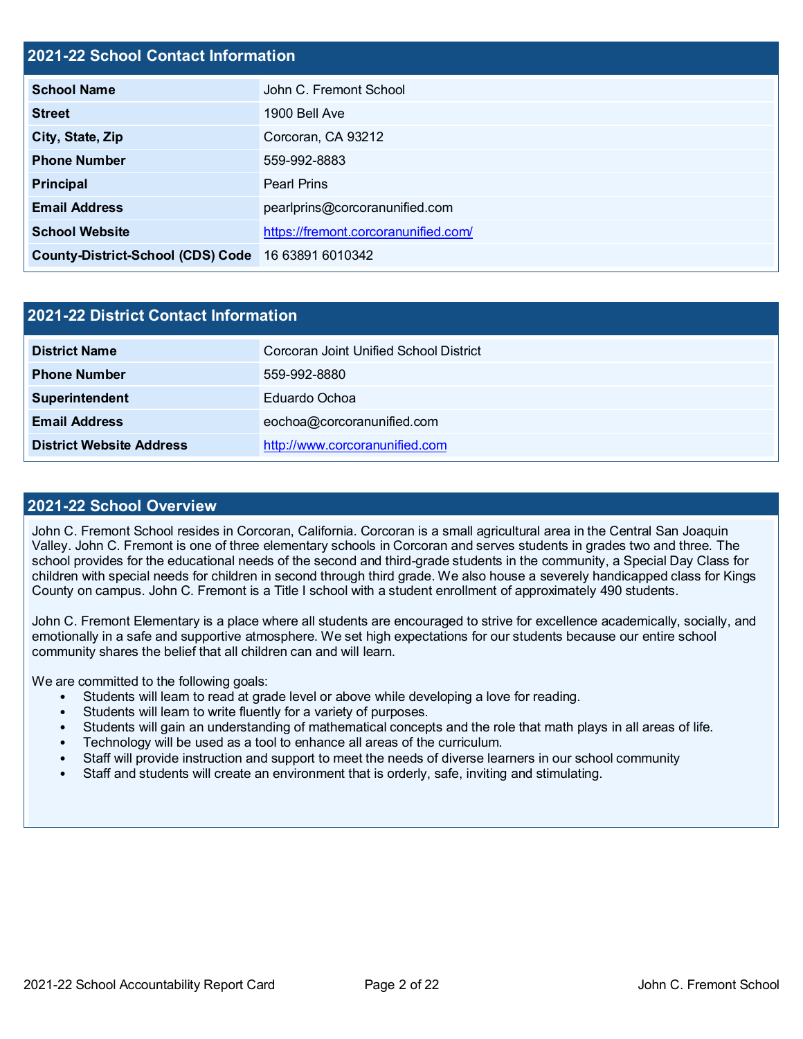## 2021-22 School Contact Information

| School Name | John C. Fremont School |
|---|---|
| Street | 1900 Bell Ave |
| City, State, Zip | Corcoran, CA 93212 |
| Phone Number | 559-992-8883 |
| Principal | Pearl Prins |
| Email Address | pearlprins@corcoranunified.com |
| School Website | https://fremont.corcoranunified.com/ |
| County-District-School (CDS) Code | 16 63891 6010342 |

## 2021-22 District Contact Information

| District Name | Corcoran Joint Unified School District |
|---|---|
| Phone Number | 559-992-8880 |
| Superintendent | Eduardo Ochoa |
| Email Address | eochoa@corcoranunified.com |
| District Website Address | http://www.corcoranunified.com |

## 2021-22 School Overview

John C. Fremont School resides in Corcoran, California. Corcoran is a small agricultural area in the Central San Joaquin Valley. John C. Fremont is one of three elementary schools in Corcoran and serves students in grades two and three. The school provides for the educational needs of the second and third-grade students in the community, a Special Day Class for children with special needs for children in second through third grade. We also house a severely handicapped class for Kings County on campus. John C. Fremont is a Title I school with a student enrollment of approximately 490 students.

John C. Fremont Elementary is a place where all students are encouraged to strive for excellence academically, socially, and emotionally in a safe and supportive atmosphere. We set high expectations for our students because our entire school community shares the belief that all children can and will learn.

We are committed to the following goals:

- Students will learn to read at grade level or above while developing a love for reading.
- Students will learn to write fluently for a variety of purposes.
- Students will gain an understanding of mathematical concepts and the role that math plays in all areas of life.
- Technology will be used as a tool to enhance all areas of the curriculum.
- Staff will provide instruction and support to meet the needs of diverse learners in our school community
- Staff and students will create an environment that is orderly, safe, inviting and stimulating.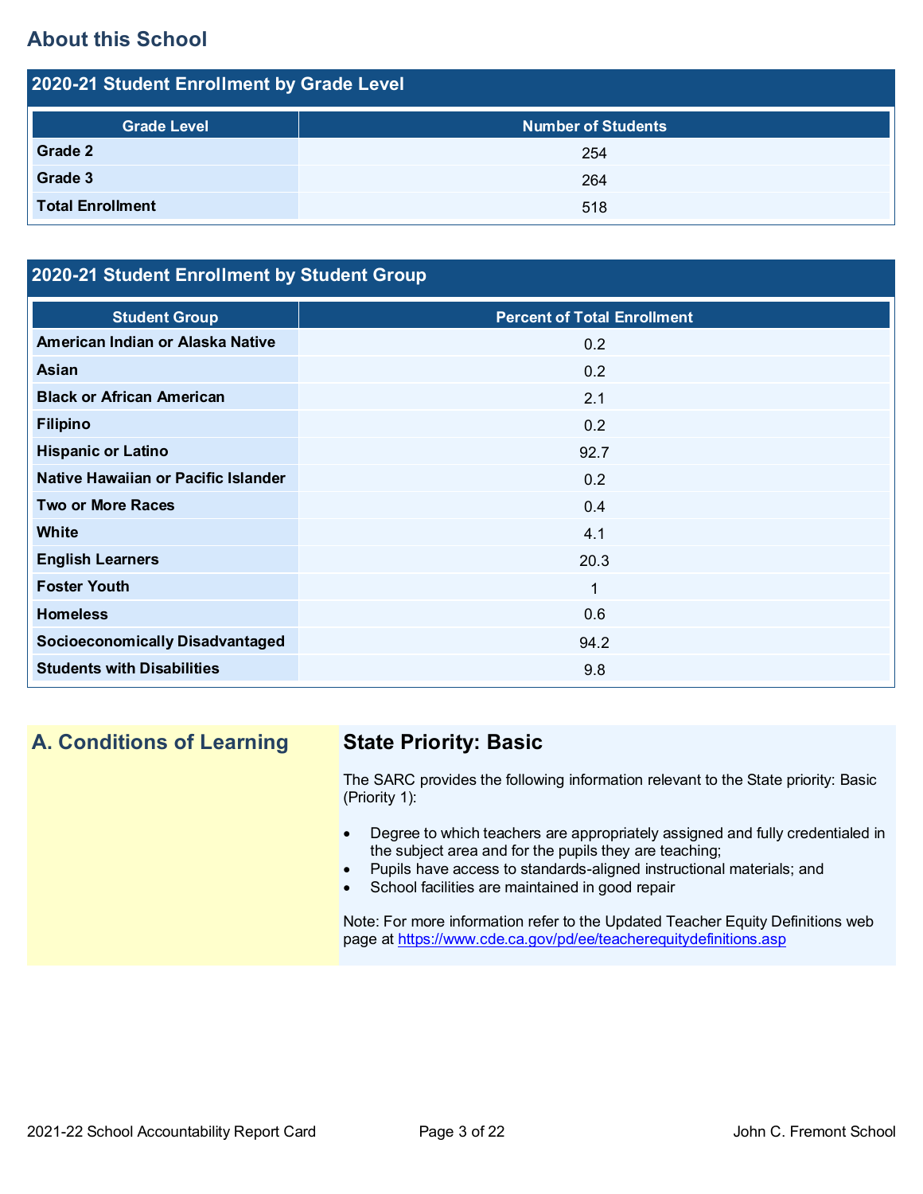## About this School

### 2020-21 Student Enrollment by Grade Level

| Grade Level | Number of Students |
|---|---|
| Grade 2 | 254 |
| Grade 3 | 264 |
| Total Enrollment | 518 |

### 2020-21 Student Enrollment by Student Group

| Student Group | Percent of Total Enrollment |
|---|---|
| American Indian or Alaska Native | 0.2 |
| Asian | 0.2 |
| Black or African American | 2.1 |
| Filipino | 0.2 |
| Hispanic or Latino | 92.7 |
| Native Hawaiian or Pacific Islander | 0.2 |
| Two or More Races | 0.4 |
| White | 4.1 |
| English Learners | 20.3 |
| Foster Youth | 1 |
| Homeless | 0.6 |
| Socioeconomically Disadvantaged | 94.2 |
| Students with Disabilities | 9.8 |

## A. Conditions of Learning

### State Priority: Basic

The SARC provides the following information relevant to the State priority: Basic (Priority 1):

- Degree to which teachers are appropriately assigned and fully credentialed in the subject area and for the pupils they are teaching;
- Pupils have access to standards-aligned instructional materials; and
- School facilities are maintained in good repair

Note: For more information refer to the Updated Teacher Equity Definitions web page at https://www.cde.ca.gov/pd/ee/teacherequitydefinitions.asp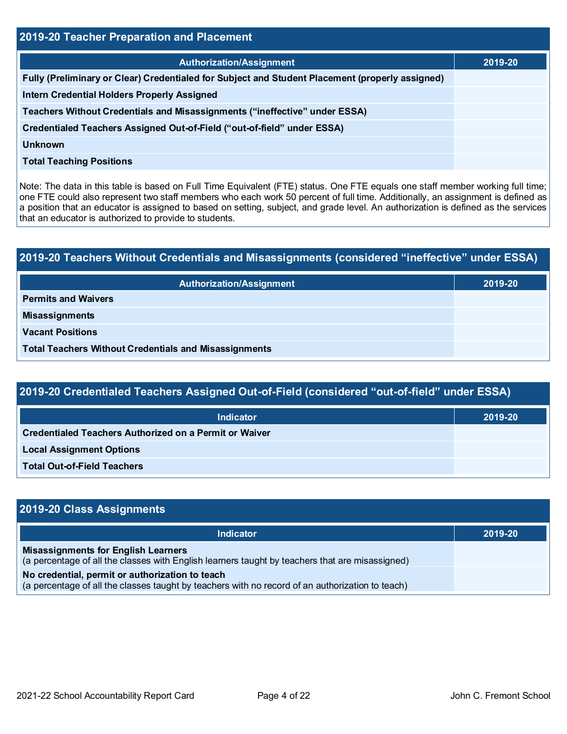## 2019-20 Teacher Preparation and Placement

| Authorization/Assignment | 2019-20 |
|---|---|
| Fully (Preliminary or Clear) Credentialed for Subject and Student Placement (properly assigned) | |
| Intern Credential Holders Properly Assigned | |
| Teachers Without Credentials and Misassignments ("ineffective" under ESSA) | |
| Credentialed Teachers Assigned Out-of-Field ("out-of-field" under ESSA) | |
| Unknown | |
| Total Teaching Positions | |

Note: The data in this table is based on Full Time Equivalent (FTE) status. One FTE equals one staff member working full time; one FTE could also represent two staff members who each work 50 percent of full time. Additionally, an assignment is defined as a position that an educator is assigned to based on setting, subject, and grade level. An authorization is defined as the services that an educator is authorized to provide to students.

## 2019-20 Teachers Without Credentials and Misassignments (considered "ineffective" under ESSA)

| Authorization/Assignment | 2019-20 |
|---|---|
| Permits and Waivers | |
| Misassignments | |
| Vacant Positions | |
| Total Teachers Without Credentials and Misassignments | |

## 2019-20 Credentialed Teachers Assigned Out-of-Field (considered "out-of-field" under ESSA)

| Indicator | 2019-20 |
|---|---|
| Credentialed Teachers Authorized on a Permit or Waiver | |
| Local Assignment Options | |
| Total Out-of-Field Teachers | |

## 2019-20 Class Assignments

| Indicator | 2019-20 |
|---|---|
| **Misassignments for English Learners** (a percentage of all the classes with English learners taught by teachers that are misassigned) | |
| **No credential, permit or authorization to teach** (a percentage of all the classes taught by teachers with no record of an authorization to teach) | |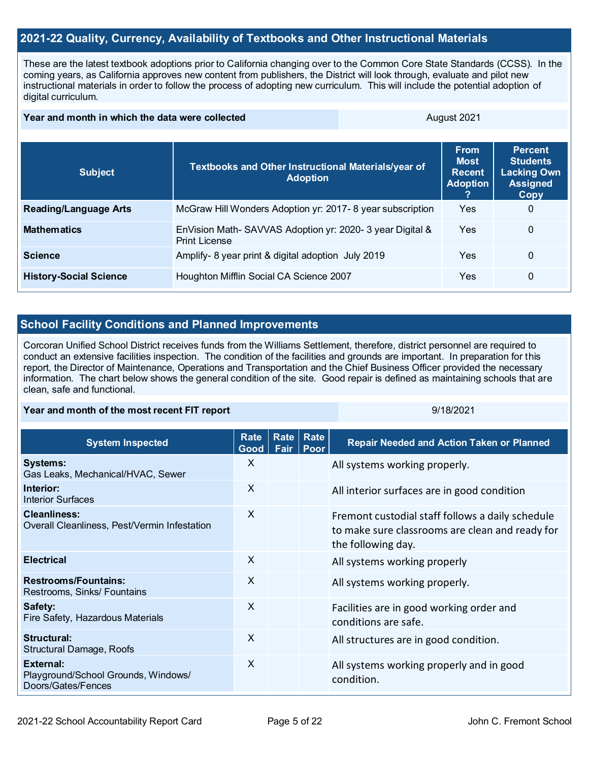## 2021-22 Quality, Currency, Availability of Textbooks and Other Instructional Materials

These are the latest textbook adoptions prior to California changing over to the Common Core State Standards (CCSS). In the coming years, as California approves new content from publishers, the District will look through, evaluate and pilot new instructional materials in order to follow the process of adopting new curriculum. This will include the potential adoption of digital curriculum.

| Year and month in which the data were collected | August 2021 |
|---|---|

| Subject | Textbooks and Other Instructional Materials/year of Adoption | From Most Recent Adoption ? | Percent Students Lacking Own Assigned Copy |
|---|---|---|---|
| **Reading/Language Arts** | McGraw Hill Wonders Adoption yr: 2017- 8 year subscription | Yes | 0 |
| **Mathematics** | EnVision Math- SAVVAS Adoption yr: 2020- 3 year Digital & Print License | Yes | 0 |
| **Science** | Amplify- 8 year print & digital adoption July 2019 | Yes | 0 |
| **History-Social Science** | Houghton Mifflin Social CA Science 2007 | Yes | 0 |

## School Facility Conditions and Planned Improvements

Corcoran Unified School District receives funds from the Williams Settlement, therefore, district personnel are required to conduct an extensive facilities inspection. The condition of the facilities and grounds are important. In preparation for this report, the Director of Maintenance, Operations and Transportation and the Chief Business Officer provided the necessary information. The chart below shows the general condition of the site. Good repair is defined as maintaining schools that are clean, safe and functional.

| Year and month of the most recent FIT report | 9/18/2021 |
|---|---|

| System Inspected | Rate Good | Rate Fair | Rate Poor | Repair Needed and Action Taken or Planned |
|---|---|---|---|---|
| **Systems:** Gas Leaks, Mechanical/HVAC, Sewer | X | | | All systems working properly. |
| **Interior:** Interior Surfaces | X | | | All interior surfaces are in good condition |
| **Cleanliness:** Overall Cleanliness, Pest/Vermin Infestation | X | | | Fremont custodial staff follows a daily schedule to make sure classrooms are clean and ready for the following day. |
| **Electrical** | X | | | All systems working properly |
| **Restrooms/Fountains:** Restrooms, Sinks/ Fountains | X | | | All systems working properly. |
| **Safety:** Fire Safety, Hazardous Materials | X | | | Facilities are in good working order and conditions are safe. |
| **Structural:** Structural Damage, Roofs | X | | | All structures are in good condition. |
| **External:** Playground/School Grounds, Windows/ Doors/Gates/Fences | X | | | All systems working properly and in good condition. |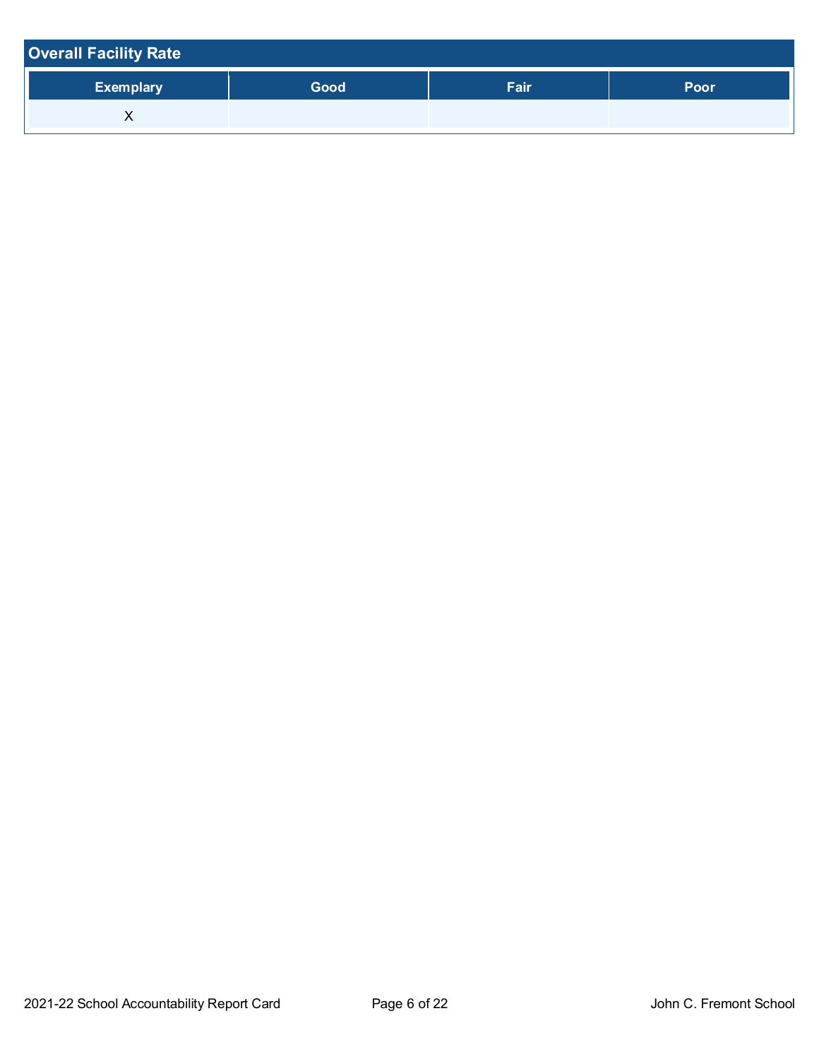## Overall Facility Rate

| Exemplary | Good | Fair | Poor |
|---|---|---|---|
| X | | | |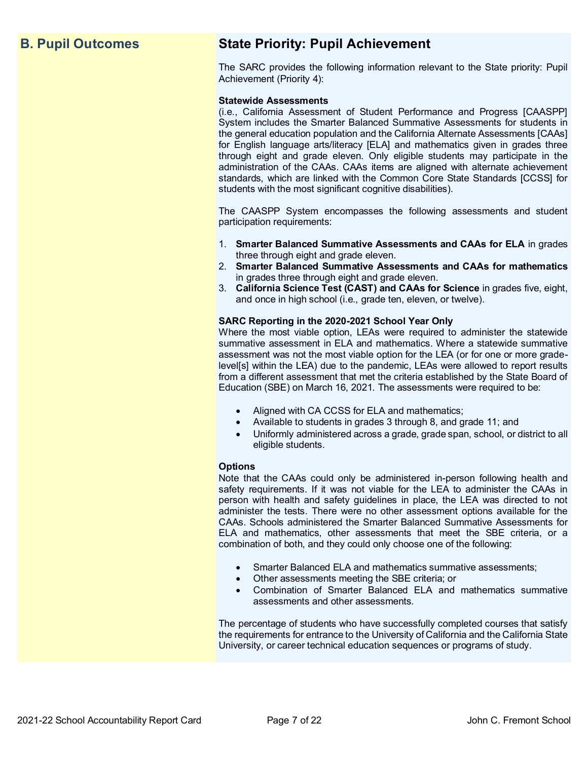## B. Pupil Outcomes

## State Priority: Pupil Achievement

The SARC provides the following information relevant to the State priority: Pupil Achievement (Priority 4):

**Statewide Assessments**

(i.e., California Assessment of Student Performance and Progress [CAASPP] System includes the Smarter Balanced Summative Assessments for students in the general education population and the California Alternate Assessments [CAAs] for English language arts/literacy [ELA] and mathematics given in grades three through eight and grade eleven. Only eligible students may participate in the administration of the CAAs. CAAs items are aligned with alternate achievement standards, which are linked with the Common Core State Standards [CCSS] for students with the most significant cognitive disabilities).

The CAASPP System encompasses the following assessments and student participation requirements:

1. **Smarter Balanced Summative Assessments and CAAs for ELA** in grades three through eight and grade eleven.
2. **Smarter Balanced Summative Assessments and CAAs for mathematics** in grades three through eight and grade eleven.
3. **California Science Test (CAST) and CAAs for Science** in grades five, eight, and once in high school (i.e., grade ten, eleven, or twelve).

**SARC Reporting in the 2020-2021 School Year Only**

Where the most viable option, LEAs were required to administer the statewide summative assessment in ELA and mathematics. Where a statewide summative assessment was not the most viable option for the LEA (or for one or more grade-level[s] within the LEA) due to the pandemic, LEAs were allowed to report results from a different assessment that met the criteria established by the State Board of Education (SBE) on March 16, 2021. The assessments were required to be:

- Aligned with CA CCSS for ELA and mathematics;
- Available to students in grades 3 through 8, and grade 11; and
- Uniformly administered across a grade, grade span, school, or district to all eligible students.

**Options**

Note that the CAAs could only be administered in-person following health and safety requirements. If it was not viable for the LEA to administer the CAAs in person with health and safety guidelines in place, the LEA was directed to not administer the tests. There were no other assessment options available for the CAAs. Schools administered the Smarter Balanced Summative Assessments for ELA and mathematics, other assessments that meet the SBE criteria, or a combination of both, and they could only choose one of the following:

- Smarter Balanced ELA and mathematics summative assessments;
- Other assessments meeting the SBE criteria; or
- Combination of Smarter Balanced ELA and mathematics summative assessments and other assessments.

The percentage of students who have successfully completed courses that satisfy the requirements for entrance to the University of California and the California State University, or career technical education sequences or programs of study.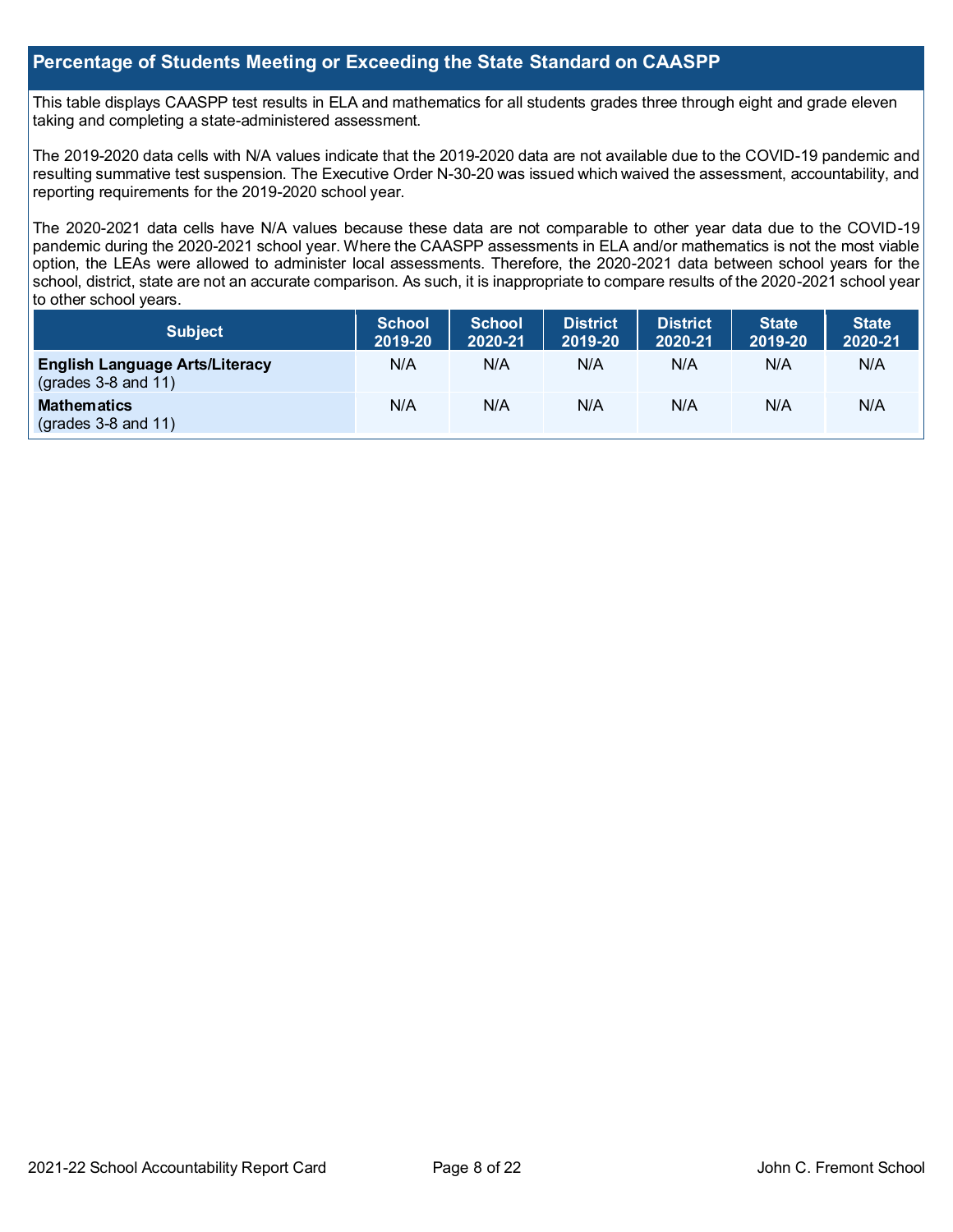## Percentage of Students Meeting or Exceeding the State Standard on CAASPP

This table displays CAASPP test results in ELA and mathematics for all students grades three through eight and grade eleven taking and completing a state-administered assessment.

The 2019-2020 data cells with N/A values indicate that the 2019-2020 data are not available due to the COVID-19 pandemic and resulting summative test suspension. The Executive Order N-30-20 was issued which waived the assessment, accountability, and reporting requirements for the 2019-2020 school year.

The 2020-2021 data cells have N/A values because these data are not comparable to other year data due to the COVID-19 pandemic during the 2020-2021 school year. Where the CAASPP assessments in ELA and/or mathematics is not the most viable option, the LEAs were allowed to administer local assessments. Therefore, the 2020-2021 data between school years for the school, district, state are not an accurate comparison. As such, it is inappropriate to compare results of the 2020-2021 school year to other school years.

| Subject | School 2019-20 | School 2020-21 | District 2019-20 | District 2020-21 | State 2019-20 | State 2020-21 |
|---|---|---|---|---|---|---|
| **English Language Arts/Literacy** (grades 3-8 and 11) | N/A | N/A | N/A | N/A | N/A | N/A |
| **Mathematics** (grades 3-8 and 11) | N/A | N/A | N/A | N/A | N/A | N/A |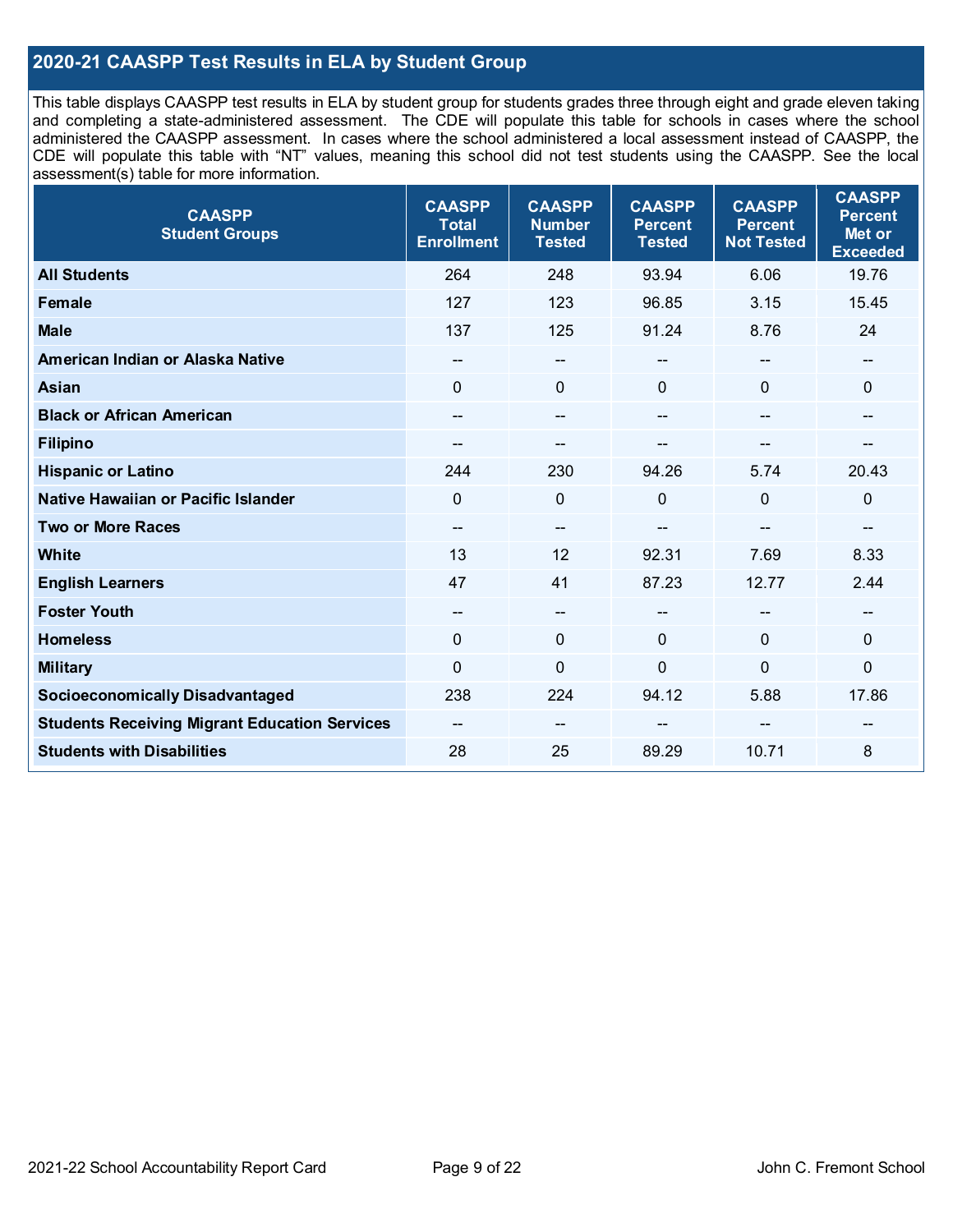## 2020-21 CAASPP Test Results in ELA by Student Group

This table displays CAASPP test results in ELA by student group for students grades three through eight and grade eleven taking and completing a state-administered assessment. The CDE will populate this table for schools in cases where the school administered the CAASPP assessment. In cases where the school administered a local assessment instead of CAASPP, the CDE will populate this table with "NT" values, meaning this school did not test students using the CAASPP. See the local assessment(s) table for more information.

| CAASPP Student Groups | CAASPP Total Enrollment | CAASPP Number Tested | CAASPP Percent Tested | CAASPP Percent Not Tested | CAASPP Percent Met or Exceeded |
|---|---|---|---|---|---|
| **All Students** | 264 | 248 | 93.94 | 6.06 | 19.76 |
| **Female** | 127 | 123 | 96.85 | 3.15 | 15.45 |
| **Male** | 137 | 125 | 91.24 | 8.76 | 24 |
| **American Indian or Alaska Native** | -- | -- | -- | -- | -- |
| **Asian** | 0 | 0 | 0 | 0 | 0 |
| **Black or African American** | -- | -- | -- | -- | -- |
| **Filipino** | -- | -- | -- | -- | -- |
| **Hispanic or Latino** | 244 | 230 | 94.26 | 5.74 | 20.43 |
| **Native Hawaiian or Pacific Islander** | 0 | 0 | 0 | 0 | 0 |
| **Two or More Races** | -- | -- | -- | -- | -- |
| **White** | 13 | 12 | 92.31 | 7.69 | 8.33 |
| **English Learners** | 47 | 41 | 87.23 | 12.77 | 2.44 |
| **Foster Youth** | -- | -- | -- | -- | -- |
| **Homeless** | 0 | 0 | 0 | 0 | 0 |
| **Military** | 0 | 0 | 0 | 0 | 0 |
| **Socioeconomically Disadvantaged** | 238 | 224 | 94.12 | 5.88 | 17.86 |
| **Students Receiving Migrant Education Services** | -- | -- | -- | -- | -- |
| **Students with Disabilities** | 28 | 25 | 89.29 | 10.71 | 8 |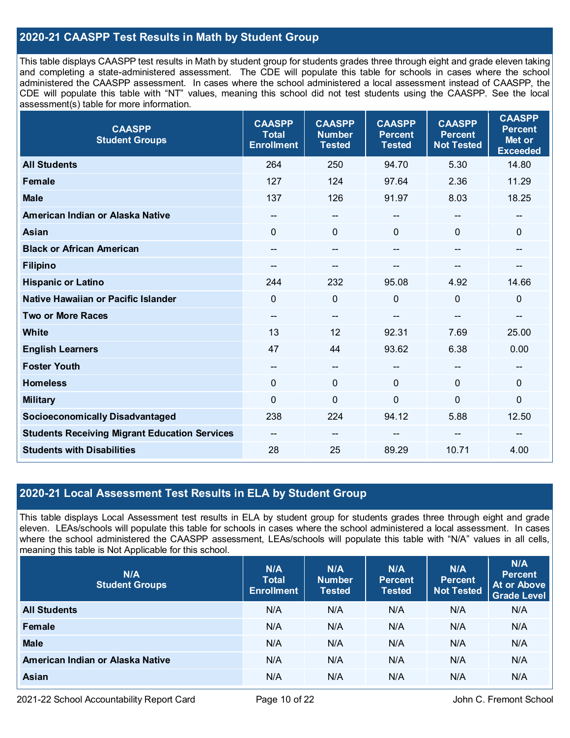## 2020-21 CAASPP Test Results in Math by Student Group

This table displays CAASPP test results in Math by student group for students grades three through eight and grade eleven taking and completing a state-administered assessment. The CDE will populate this table for schools in cases where the school administered the CAASPP assessment. In cases where the school administered a local assessment instead of CAASPP, the CDE will populate this table with "NT" values, meaning this school did not test students using the CAASPP. See the local assessment(s) table for more information.

| CAASPP Student Groups | CAASPP Total Enrollment | CAASPP Number Tested | CAASPP Percent Tested | CAASPP Percent Not Tested | CAASPP Percent Met or Exceeded |
|---|---|---|---|---|---|
| **All Students** | 264 | 250 | 94.70 | 5.30 | 14.80 |
| **Female** | 127 | 124 | 97.64 | 2.36 | 11.29 |
| **Male** | 137 | 126 | 91.97 | 8.03 | 18.25 |
| **American Indian or Alaska Native** | -- | -- | -- | -- | -- |
| **Asian** | 0 | 0 | 0 | 0 | 0 |
| **Black or African American** | -- | -- | -- | -- | -- |
| **Filipino** | -- | -- | -- | -- | -- |
| **Hispanic or Latino** | 244 | 232 | 95.08 | 4.92 | 14.66 |
| **Native Hawaiian or Pacific Islander** | 0 | 0 | 0 | 0 | 0 |
| **Two or More Races** | -- | -- | -- | -- | -- |
| **White** | 13 | 12 | 92.31 | 7.69 | 25.00 |
| **English Learners** | 47 | 44 | 93.62 | 6.38 | 0.00 |
| **Foster Youth** | -- | -- | -- | -- | -- |
| **Homeless** | 0 | 0 | 0 | 0 | 0 |
| **Military** | 0 | 0 | 0 | 0 | 0 |
| **Socioeconomically Disadvantaged** | 238 | 224 | 94.12 | 5.88 | 12.50 |
| **Students Receiving Migrant Education Services** | -- | -- | -- | -- | -- |
| **Students with Disabilities** | 28 | 25 | 89.29 | 10.71 | 4.00 |

## 2020-21 Local Assessment Test Results in ELA by Student Group

This table displays Local Assessment test results in ELA by student group for students grades three through eight and grade eleven. LEAs/schools will populate this table for schools in cases where the school administered a local assessment. In cases where the school administered the CAASPP assessment, LEAs/schools will populate this table with "N/A" values in all cells, meaning this table is Not Applicable for this school.

| N/A Student Groups | N/A Total Enrollment | N/A Number Tested | N/A Percent Tested | N/A Percent Not Tested | N/A Percent At or Above Grade Level |
|---|---|---|---|---|---|
| **All Students** | N/A | N/A | N/A | N/A | N/A |
| **Female** | N/A | N/A | N/A | N/A | N/A |
| **Male** | N/A | N/A | N/A | N/A | N/A |
| **American Indian or Alaska Native** | N/A | N/A | N/A | N/A | N/A |
| **Asian** | N/A | N/A | N/A | N/A | N/A |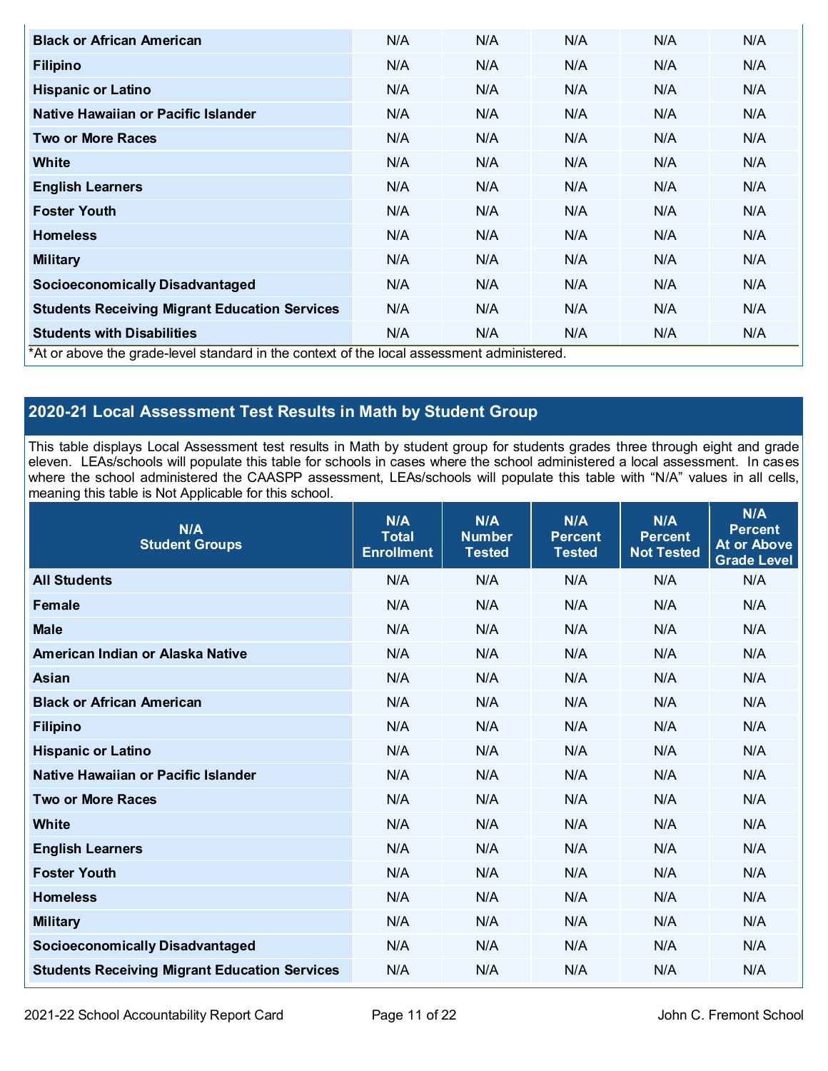| Black or African American | N/A | N/A | N/A | N/A | N/A |
|---|---|---|---|---|---|
| Filipino | N/A | N/A | N/A | N/A | N/A |
| Hispanic or Latino | N/A | N/A | N/A | N/A | N/A |
| Native Hawaiian or Pacific Islander | N/A | N/A | N/A | N/A | N/A |
| Two or More Races | N/A | N/A | N/A | N/A | N/A |
| White | N/A | N/A | N/A | N/A | N/A |
| English Learners | N/A | N/A | N/A | N/A | N/A |
| Foster Youth | N/A | N/A | N/A | N/A | N/A |
| Homeless | N/A | N/A | N/A | N/A | N/A |
| Military | N/A | N/A | N/A | N/A | N/A |
| Socioeconomically Disadvantaged | N/A | N/A | N/A | N/A | N/A |
| Students Receiving Migrant Education Services | N/A | N/A | N/A | N/A | N/A |
| Students with Disabilities | N/A | N/A | N/A | N/A | N/A |

*At or above the grade-level standard in the context of the local assessment administered.

## 2020-21 Local Assessment Test Results in Math by Student Group

This table displays Local Assessment test results in Math by student group for students grades three through eight and grade eleven. LEAs/schools will populate this table for schools in cases where the school administered a local assessment. In cases where the school administered the CAASPP assessment, LEAs/schools will populate this table with "N/A" values in all cells, meaning this table is Not Applicable for this school.

| N/A Student Groups | N/A Total Enrollment | N/A Number Tested | N/A Percent Tested | N/A Percent Not Tested | N/A Percent At or Above Grade Level |
|---|---|---|---|---|---|
| All Students | N/A | N/A | N/A | N/A | N/A |
| Female | N/A | N/A | N/A | N/A | N/A |
| Male | N/A | N/A | N/A | N/A | N/A |
| American Indian or Alaska Native | N/A | N/A | N/A | N/A | N/A |
| Asian | N/A | N/A | N/A | N/A | N/A |
| Black or African American | N/A | N/A | N/A | N/A | N/A |
| Filipino | N/A | N/A | N/A | N/A | N/A |
| Hispanic or Latino | N/A | N/A | N/A | N/A | N/A |
| Native Hawaiian or Pacific Islander | N/A | N/A | N/A | N/A | N/A |
| Two or More Races | N/A | N/A | N/A | N/A | N/A |
| White | N/A | N/A | N/A | N/A | N/A |
| English Learners | N/A | N/A | N/A | N/A | N/A |
| Foster Youth | N/A | N/A | N/A | N/A | N/A |
| Homeless | N/A | N/A | N/A | N/A | N/A |
| Military | N/A | N/A | N/A | N/A | N/A |
| Socioeconomically Disadvantaged | N/A | N/A | N/A | N/A | N/A |
| Students Receiving Migrant Education Services | N/A | N/A | N/A | N/A | N/A |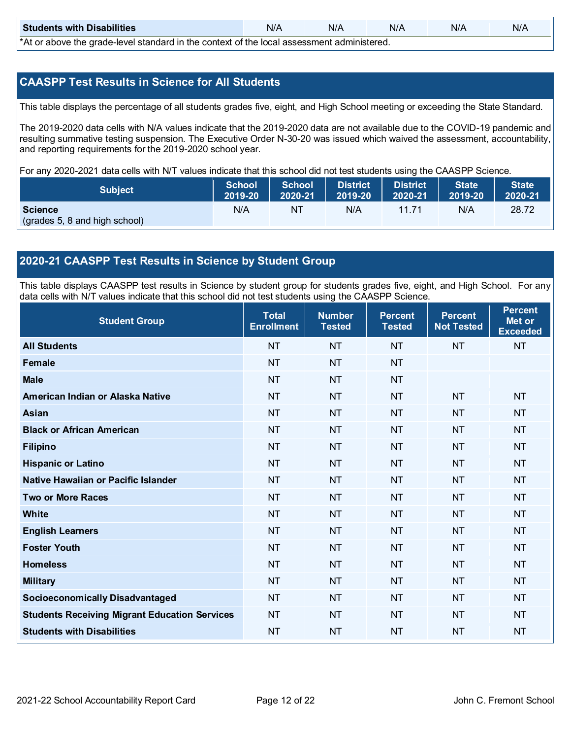| Students with Disabilities | N/A | N/A | N/A | N/A | N/A |
|---|---|---|---|---|---|

*At or above the grade-level standard in the context of the local assessment administered.

## CAASPP Test Results in Science for All Students

This table displays the percentage of all students grades five, eight, and High School meeting or exceeding the State Standard.

The 2019-2020 data cells with N/A values indicate that the 2019-2020 data are not available due to the COVID-19 pandemic and resulting summative testing suspension. The Executive Order N-30-20 was issued which waived the assessment, accountability, and reporting requirements for the 2019-2020 school year.

For any 2020-2021 data cells with N/T values indicate that this school did not test students using the CAASPP Science.

| Subject | School 2019-20 | School 2020-21 | District 2019-20 | District 2020-21 | State 2019-20 | State 2020-21 |
|---|---|---|---|---|---|---|
| **Science** (grades 5, 8 and high school) | N/A | NT | N/A | 11.71 | N/A | 28.72 |

## 2020-21 CAASPP Test Results in Science by Student Group

This table displays CAASPP test results in Science by student group for students grades five, eight, and High School. For any data cells with N/T values indicate that this school did not test students using the CAASPP Science.

| Student Group | Total Enrollment | Number Tested | Percent Tested | Percent Not Tested | Percent Met or Exceeded |
|---|---|---|---|---|---|
| All Students | NT | NT | NT | NT | NT |
| Female | NT | NT | NT | | |
| Male | NT | NT | NT | | |
| American Indian or Alaska Native | NT | NT | NT | NT | NT |
| Asian | NT | NT | NT | NT | NT |
| Black or African American | NT | NT | NT | NT | NT |
| Filipino | NT | NT | NT | NT | NT |
| Hispanic or Latino | NT | NT | NT | NT | NT |
| Native Hawaiian or Pacific Islander | NT | NT | NT | NT | NT |
| Two or More Races | NT | NT | NT | NT | NT |
| White | NT | NT | NT | NT | NT |
| English Learners | NT | NT | NT | NT | NT |
| Foster Youth | NT | NT | NT | NT | NT |
| Homeless | NT | NT | NT | NT | NT |
| Military | NT | NT | NT | NT | NT |
| Socioeconomically Disadvantaged | NT | NT | NT | NT | NT |
| Students Receiving Migrant Education Services | NT | NT | NT | NT | NT |
| Students with Disabilities | NT | NT | NT | NT | NT |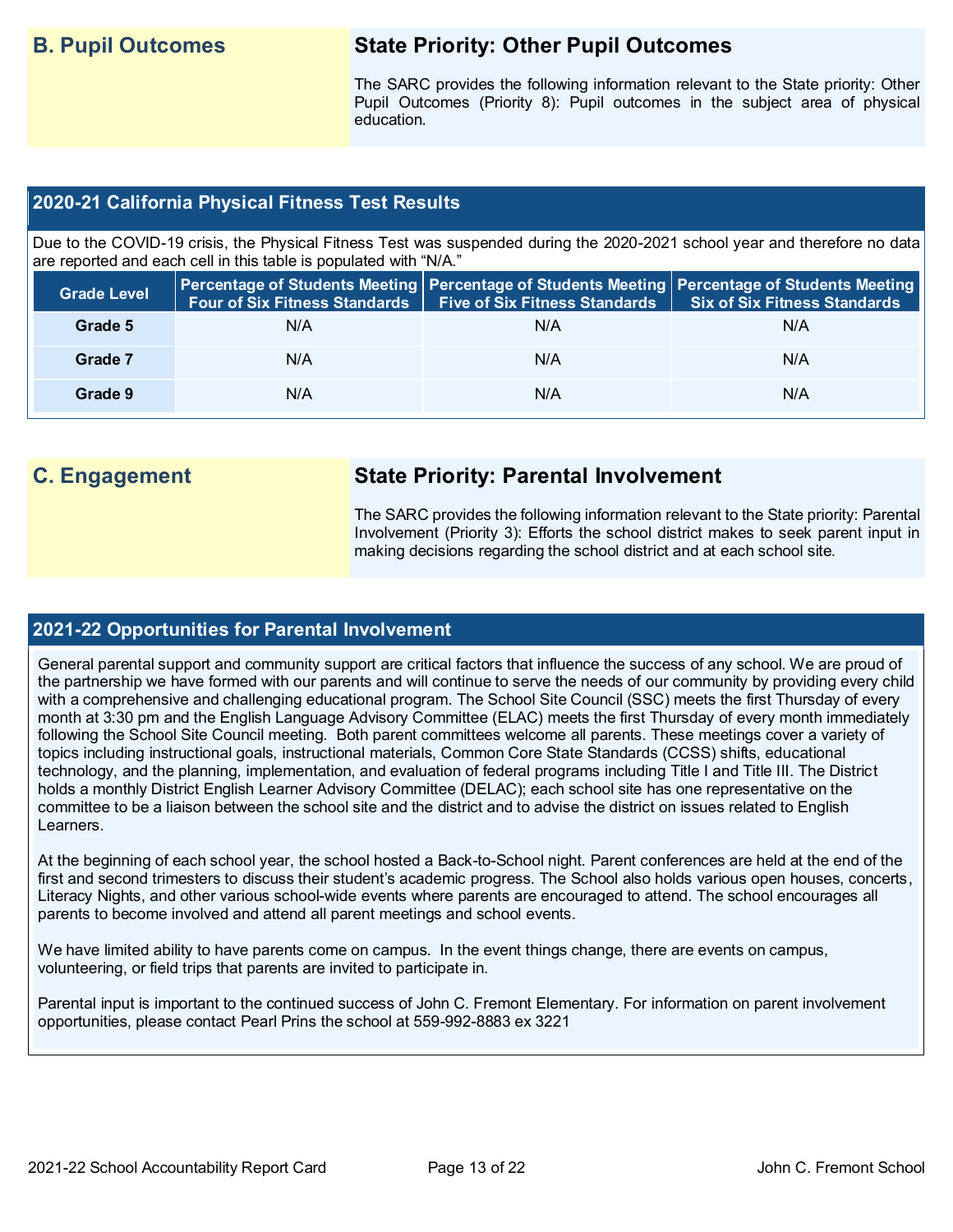## B. Pupil Outcomes

### State Priority: Other Pupil Outcomes

The SARC provides the following information relevant to the State priority: Other Pupil Outcomes (Priority 8): Pupil outcomes in the subject area of physical education.

### 2020-21 California Physical Fitness Test Results

Due to the COVID-19 crisis, the Physical Fitness Test was suspended during the 2020-2021 school year and therefore no data are reported and each cell in this table is populated with "N/A."

| Grade Level | Percentage of Students Meeting Four of Six Fitness Standards | Percentage of Students Meeting Five of Six Fitness Standards | Percentage of Students Meeting Six of Six Fitness Standards |
|---|---|---|---|
| Grade 5 | N/A | N/A | N/A |
| Grade 7 | N/A | N/A | N/A |
| Grade 9 | N/A | N/A | N/A |

## C. Engagement

### State Priority: Parental Involvement

The SARC provides the following information relevant to the State priority: Parental Involvement (Priority 3): Efforts the school district makes to seek parent input in making decisions regarding the school district and at each school site.

### 2021-22 Opportunities for Parental Involvement

General parental support and community support are critical factors that influence the success of any school. We are proud of the partnership we have formed with our parents and will continue to serve the needs of our community by providing every child with a comprehensive and challenging educational program. The School Site Council (SSC) meets the first Thursday of every month at 3:30 pm and the English Language Advisory Committee (ELAC) meets the first Thursday of every month immediately following the School Site Council meeting. Both parent committees welcome all parents. These meetings cover a variety of topics including instructional goals, instructional materials, Common Core State Standards (CCSS) shifts, educational technology, and the planning, implementation, and evaluation of federal programs including Title I and Title III. The District holds a monthly District English Learner Advisory Committee (DELAC); each school site has one representative on the committee to be a liaison between the school site and the district and to advise the district on issues related to English Learners.

At the beginning of each school year, the school hosted a Back-to-School night. Parent conferences are held at the end of the first and second trimesters to discuss their student's academic progress. The School also holds various open houses, concerts, Literacy Nights, and other various school-wide events where parents are encouraged to attend. The school encourages all parents to become involved and attend all parent meetings and school events.

We have limited ability to have parents come on campus. In the event things change, there are events on campus, volunteering, or field trips that parents are invited to participate in.

Parental input is important to the continued success of John C. Fremont Elementary. For information on parent involvement opportunities, please contact Pearl Prins the school at 559-992-8883 ex 3221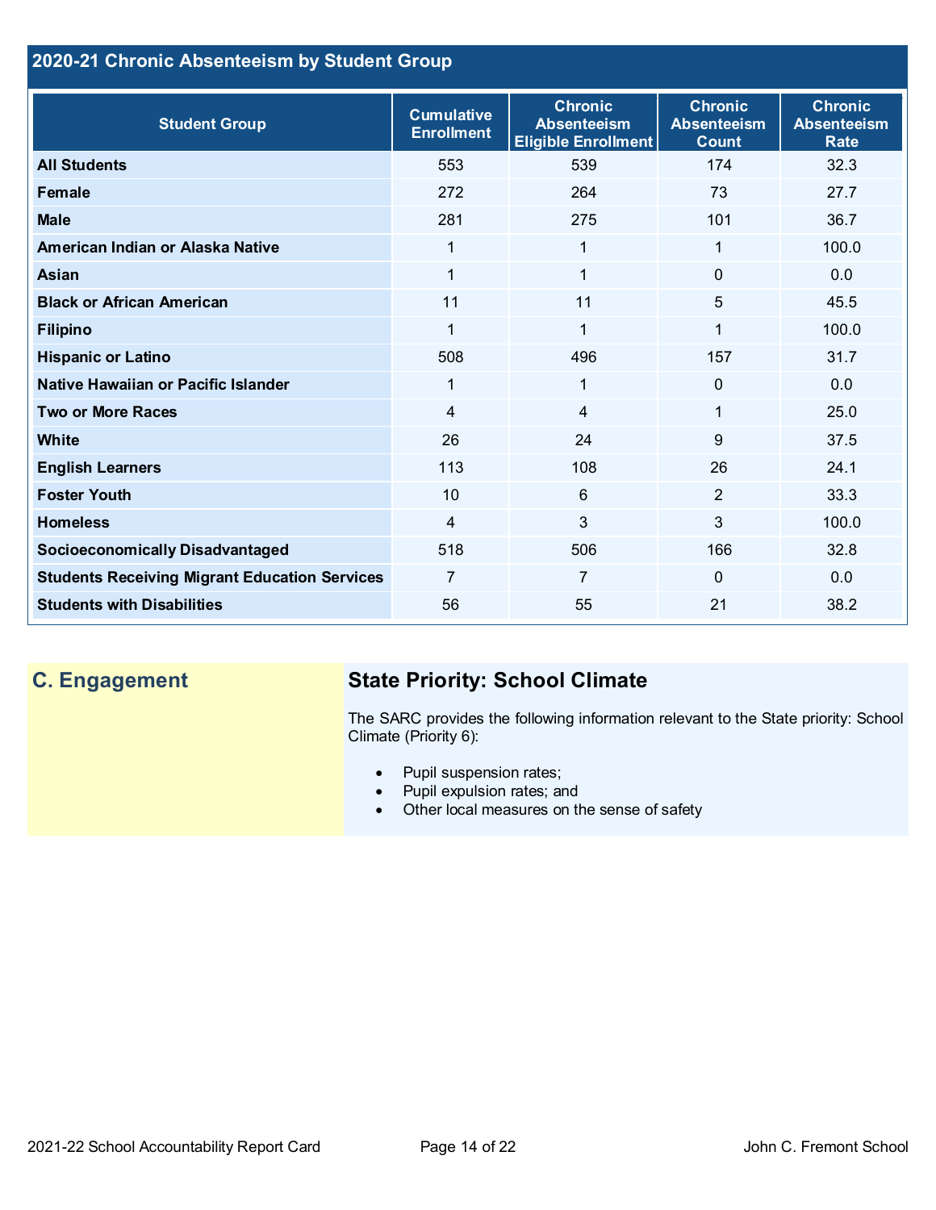## 2020-21 Chronic Absenteeism by Student Group

| Student Group | Cumulative Enrollment | Chronic Absenteeism Eligible Enrollment | Chronic Absenteeism Count | Chronic Absenteeism Rate |
|---|---|---|---|---|
| **All Students** | 553 | 539 | 174 | 32.3 |
| **Female** | 272 | 264 | 73 | 27.7 |
| **Male** | 281 | 275 | 101 | 36.7 |
| **American Indian or Alaska Native** | 1 | 1 | 1 | 100.0 |
| **Asian** | 1 | 1 | 0 | 0.0 |
| **Black or African American** | 11 | 11 | 5 | 45.5 |
| **Filipino** | 1 | 1 | 1 | 100.0 |
| **Hispanic or Latino** | 508 | 496 | 157 | 31.7 |
| **Native Hawaiian or Pacific Islander** | 1 | 1 | 0 | 0.0 |
| **Two or More Races** | 4 | 4 | 1 | 25.0 |
| **White** | 26 | 24 | 9 | 37.5 |
| **English Learners** | 113 | 108 | 26 | 24.1 |
| **Foster Youth** | 10 | 6 | 2 | 33.3 |
| **Homeless** | 4 | 3 | 3 | 100.0 |
| **Socioeconomically Disadvantaged** | 518 | 506 | 166 | 32.8 |
| **Students Receiving Migrant Education Services** | 7 | 7 | 0 | 0.0 |
| **Students with Disabilities** | 56 | 55 | 21 | 38.2 |

## C. Engagement

### State Priority: School Climate

The SARC provides the following information relevant to the State priority: School Climate (Priority 6):

- Pupil suspension rates;
- Pupil expulsion rates; and
- Other local measures on the sense of safety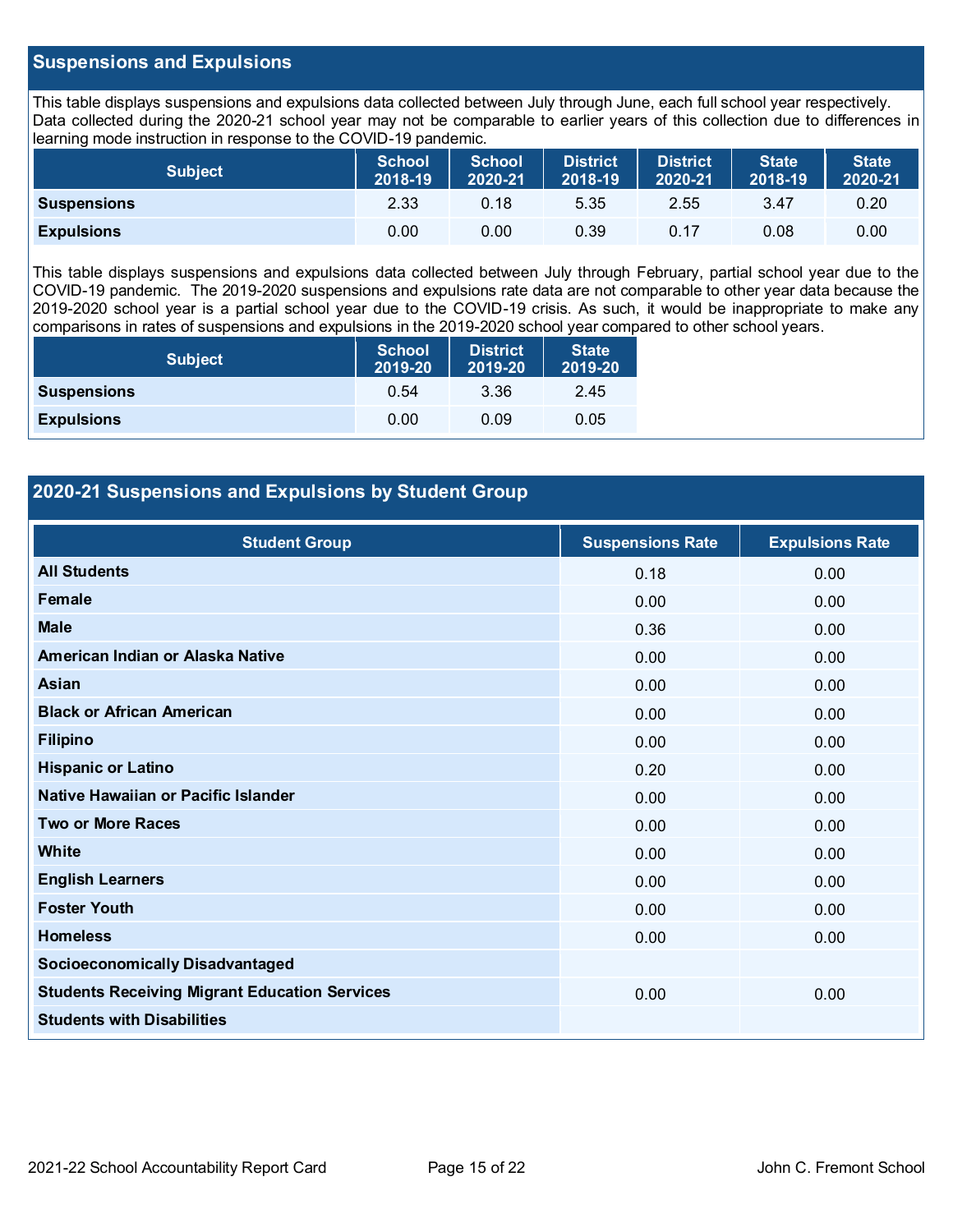## Suspensions and Expulsions

This table displays suspensions and expulsions data collected between July through June, each full school year respectively. Data collected during the 2020-21 school year may not be comparable to earlier years of this collection due to differences in learning mode instruction in response to the COVID-19 pandemic.

| Subject | School 2018-19 | School 2020-21 | District 2018-19 | District 2020-21 | State 2018-19 | State 2020-21 |
|---|---|---|---|---|---|---|
| **Suspensions** | 2.33 | 0.18 | 5.35 | 2.55 | 3.47 | 0.20 |
| **Expulsions** | 0.00 | 0.00 | 0.39 | 0.17 | 0.08 | 0.00 |

This table displays suspensions and expulsions data collected between July through February, partial school year due to the COVID-19 pandemic. The 2019-2020 suspensions and expulsions rate data are not comparable to other year data because the 2019-2020 school year is a partial school year due to the COVID-19 crisis. As such, it would be inappropriate to make any comparisons in rates of suspensions and expulsions in the 2019-2020 school year compared to other school years.

| Subject | School 2019-20 | District 2019-20 | State 2019-20 |
|---|---|---|---|
| **Suspensions** | 0.54 | 3.36 | 2.45 |
| **Expulsions** | 0.00 | 0.09 | 0.05 |

## 2020-21 Suspensions and Expulsions by Student Group

| Student Group | Suspensions Rate | Expulsions Rate |
|---|---|---|
| **All Students** | 0.18 | 0.00 |
| **Female** | 0.00 | 0.00 |
| **Male** | 0.36 | 0.00 |
| **American Indian or Alaska Native** | 0.00 | 0.00 |
| **Asian** | 0.00 | 0.00 |
| **Black or African American** | 0.00 | 0.00 |
| **Filipino** | 0.00 | 0.00 |
| **Hispanic or Latino** | 0.20 | 0.00 |
| **Native Hawaiian or Pacific Islander** | 0.00 | 0.00 |
| **Two or More Races** | 0.00 | 0.00 |
| **White** | 0.00 | 0.00 |
| **English Learners** | 0.00 | 0.00 |
| **Foster Youth** | 0.00 | 0.00 |
| **Homeless** | 0.00 | 0.00 |
| **Socioeconomically Disadvantaged** | | |
| **Students Receiving Migrant Education Services** | 0.00 | 0.00 |
| **Students with Disabilities** | | |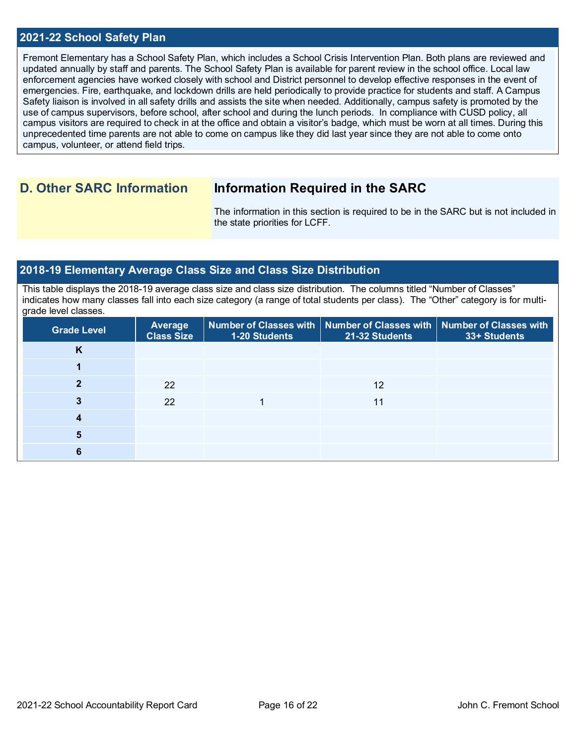## 2021-22 School Safety Plan

Fremont Elementary has a School Safety Plan, which includes a School Crisis Intervention Plan. Both plans are reviewed and updated annually by staff and parents. The School Safety Plan is available for parent review in the school office. Local law enforcement agencies have worked closely with school and District personnel to develop effective responses in the event of emergencies. Fire, earthquake, and lockdown drills are held periodically to provide practice for students and staff. A Campus Safety liaison is involved in all safety drills and assists the site when needed. Additionally, campus safety is promoted by the use of campus supervisors, before school, after school and during the lunch periods. In compliance with CUSD policy, all campus visitors are required to check in at the office and obtain a visitor's badge, which must be worn at all times. During this unprecedented time parents are not able to come on campus like they did last year since they are not able to come onto campus, volunteer, or attend field trips.

# D. Other SARC Information

## Information Required in the SARC

The information in this section is required to be in the SARC but is not included in the state priorities for LCFF.

## 2018-19 Elementary Average Class Size and Class Size Distribution

This table displays the 2018-19 average class size and class size distribution. The columns titled "Number of Classes" indicates how many classes fall into each size category (a range of total students per class). The "Other" category is for multi-grade level classes.

| Grade Level | Average Class Size | Number of Classes with 1-20 Students | Number of Classes with 21-32 Students | Number of Classes with 33+ Students |
|---|---|---|---|---|
| K | | | | |
| 1 | | | | |
| 2 | 22 | | 12 | |
| 3 | 22 | 1 | 11 | |
| 4 | | | | |
| 5 | | | | |
| 6 | | | | |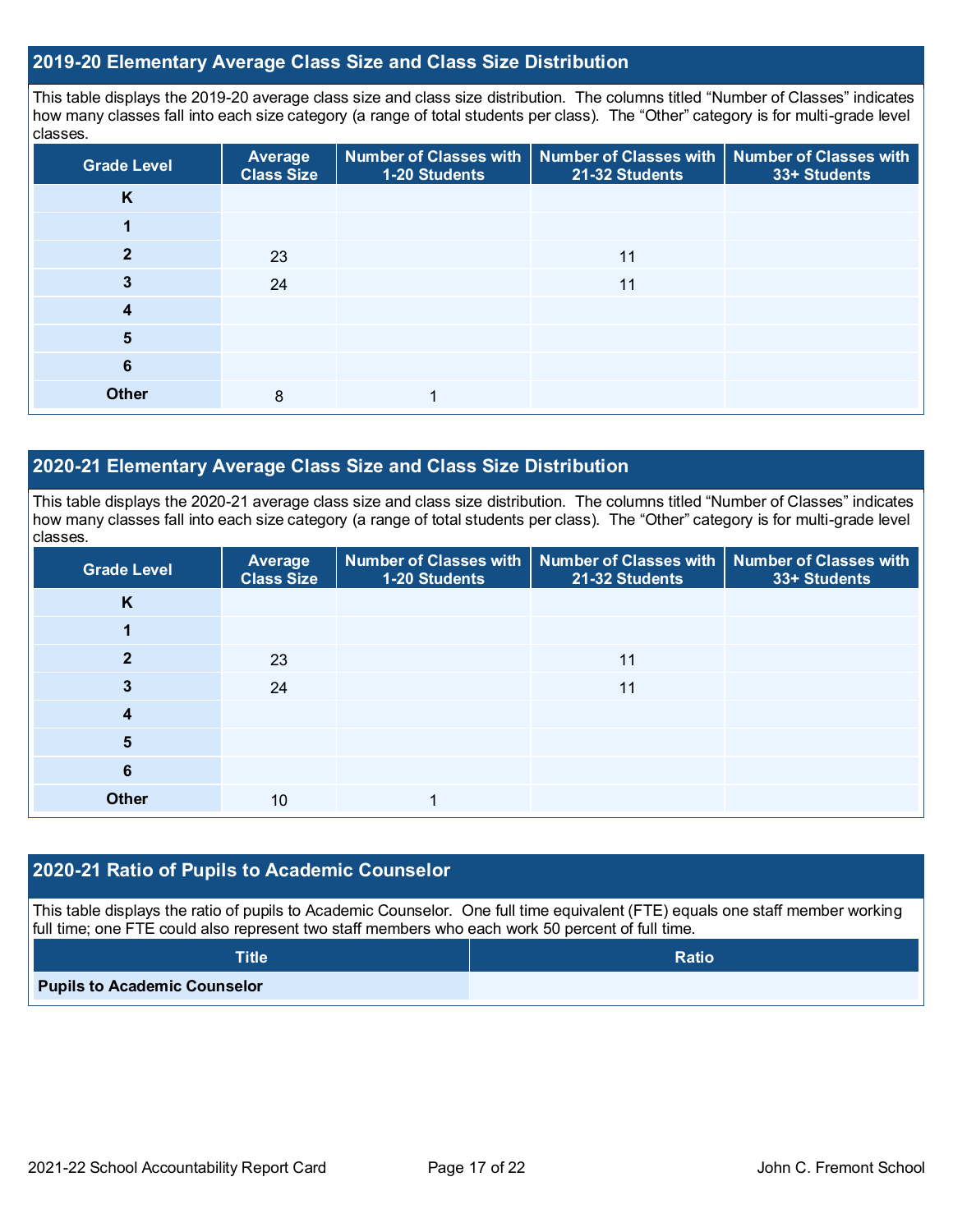## 2019-20 Elementary Average Class Size and Class Size Distribution

This table displays the 2019-20 average class size and class size distribution. The columns titled "Number of Classes" indicates how many classes fall into each size category (a range of total students per class). The "Other" category is for multi-grade level classes.

| Grade Level | Average Class Size | Number of Classes with 1-20 Students | Number of Classes with 21-32 Students | Number of Classes with 33+ Students |
|---|---|---|---|---|
| K | | | | |
| 1 | | | | |
| 2 | 23 | | 11 | |
| 3 | 24 | | 11 | |
| 4 | | | | |
| 5 | | | | |
| 6 | | | | |
| Other | 8 | 1 | | |

## 2020-21 Elementary Average Class Size and Class Size Distribution

This table displays the 2020-21 average class size and class size distribution. The columns titled "Number of Classes" indicates how many classes fall into each size category (a range of total students per class). The "Other" category is for multi-grade level classes.

| Grade Level | Average Class Size | Number of Classes with 1-20 Students | Number of Classes with 21-32 Students | Number of Classes with 33+ Students |
|---|---|---|---|---|
| K | | | | |
| 1 | | | | |
| 2 | 23 | | 11 | |
| 3 | 24 | | 11 | |
| 4 | | | | |
| 5 | | | | |
| 6 | | | | |
| Other | 10 | 1 | | |

## 2020-21 Ratio of Pupils to Academic Counselor

This table displays the ratio of pupils to Academic Counselor. One full time equivalent (FTE) equals one staff member working full time; one FTE could also represent two staff members who each work 50 percent of full time.

| Title | Ratio |
|---|---|
| Pupils to Academic Counselor | |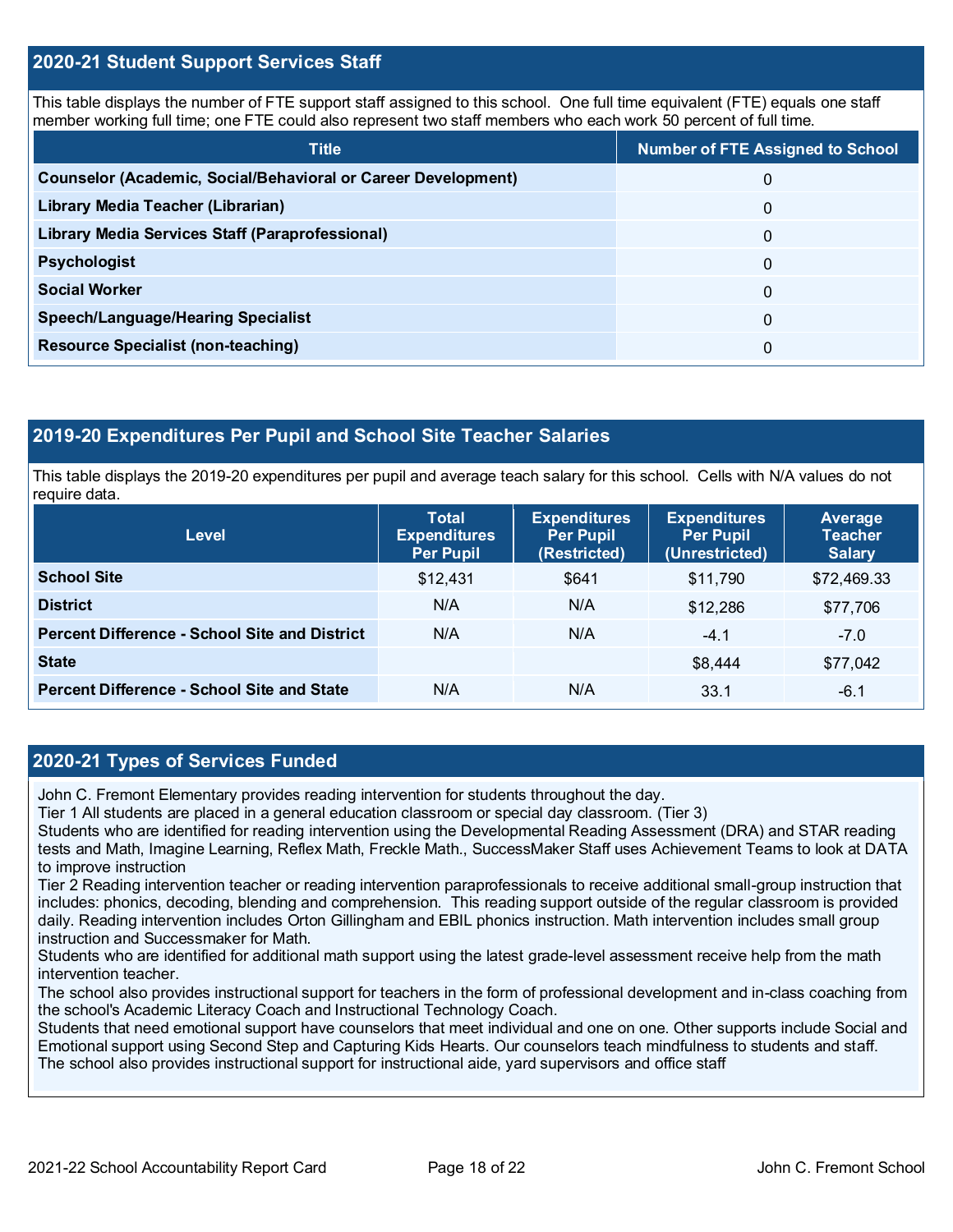## 2020-21 Student Support Services Staff

This table displays the number of FTE support staff assigned to this school. One full time equivalent (FTE) equals one staff member working full time; one FTE could also represent two staff members who each work 50 percent of full time.

| Title | Number of FTE Assigned to School |
|---|---|
| Counselor (Academic, Social/Behavioral or Career Development) | 0 |
| Library Media Teacher (Librarian) | 0 |
| Library Media Services Staff (Paraprofessional) | 0 |
| Psychologist | 0 |
| Social Worker | 0 |
| Speech/Language/Hearing Specialist | 0 |
| Resource Specialist (non-teaching) | 0 |

## 2019-20 Expenditures Per Pupil and School Site Teacher Salaries

This table displays the 2019-20 expenditures per pupil and average teach salary for this school. Cells with N/A values do not require data.

| Level | Total Expenditures Per Pupil | Expenditures Per Pupil (Restricted) | Expenditures Per Pupil (Unrestricted) | Average Teacher Salary |
|---|---|---|---|---|
| School Site | $12,431 | $641 | $11,790 | $72,469.33 |
| District | N/A | N/A | $12,286 | $77,706 |
| Percent Difference - School Site and District | N/A | N/A | -4.1 | -7.0 |
| State | | | $8,444 | $77,042 |
| Percent Difference - School Site and State | N/A | N/A | 33.1 | -6.1 |

## 2020-21 Types of Services Funded

John C. Fremont Elementary provides reading intervention for students throughout the day.
Tier 1 All students are placed in a general education classroom or special day classroom. (Tier 3)
Students who are identified for reading intervention using the Developmental Reading Assessment (DRA) and STAR reading tests and Math, Imagine Learning, Reflex Math, Freckle Math., SuccessMaker Staff uses Achievement Teams to look at DATA to improve instruction
Tier 2 Reading intervention teacher or reading intervention paraprofessionals to receive additional small-group instruction that includes: phonics, decoding, blending and comprehension. This reading support outside of the regular classroom is provided daily. Reading intervention includes Orton Gillingham and EBIL phonics instruction. Math intervention includes small group instruction and Successmaker for Math.
Students who are identified for additional math support using the latest grade-level assessment receive help from the math intervention teacher.
The school also provides instructional support for teachers in the form of professional development and in-class coaching from the school's Academic Literacy Coach and Instructional Technology Coach.
Students that need emotional support have counselors that meet individual and one on one. Other supports include Social and Emotional support using Second Step and Capturing Kids Hearts. Our counselors teach mindfulness to students and staff.
The school also provides instructional support for instructional aide, yard supervisors and office staff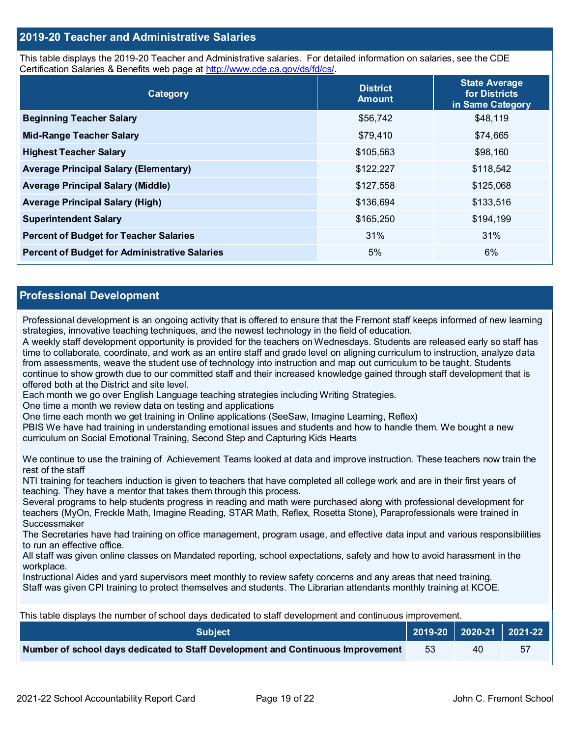## 2019-20 Teacher and Administrative Salaries

This table displays the 2019-20 Teacher and Administrative salaries. For detailed information on salaries, see the CDE Certification Salaries & Benefits web page at http://www.cde.ca.gov/ds/fd/cs/.

| Category | District Amount | State Average for Districts in Same Category |
|---|---|---|
| **Beginning Teacher Salary** | $56,742 | $48,119 |
| **Mid-Range Teacher Salary** | $79,410 | $74,665 |
| **Highest Teacher Salary** | $105,563 | $98,160 |
| **Average Principal Salary (Elementary)** | $122,227 | $118,542 |
| **Average Principal Salary (Middle)** | $127,558 | $125,068 |
| **Average Principal Salary (High)** | $136,694 | $133,516 |
| **Superintendent Salary** | $165,250 | $194,199 |
| **Percent of Budget for Teacher Salaries** | 31% | 31% |
| **Percent of Budget for Administrative Salaries** | 5% | 6% |

## Professional Development

Professional development is an ongoing activity that is offered to ensure that the Fremont staff keeps informed of new learning strategies, innovative teaching techniques, and the newest technology in the field of education.
A weekly staff development opportunity is provided for the teachers on Wednesdays. Students are released early so staff has time to collaborate, coordinate, and work as an entire staff and grade level on aligning curriculum to instruction, analyze data from assessments, weave the student use of technology into instruction and map out curriculum to be taught. Students continue to show growth due to our committed staff and their increased knowledge gained through staff development that is offered both at the District and site level.
Each month we go over English Language teaching strategies including Writing Strategies.
One time a month we review data on testing and applications
One time each month we get training in Online applications (SeeSaw, Imagine Learning, Reflex)
PBIS We have had training in understanding emotional issues and students and how to handle them. We bought a new curriculum on Social Emotional Training, Second Step and Capturing Kids Hearts

We continue to use the training of Achievement Teams looked at data and improve instruction. These teachers now train the rest of the staff
NTI training for teachers induction is given to teachers that have completed all college work and are in their first years of teaching. They have a mentor that takes them through this process.
Several programs to help students progress in reading and math were purchased along with professional development for teachers (MyOn, Freckle Math, Imagine Reading, STAR Math, Reflex, Rosetta Stone), Paraprofessionals were trained in Successmaker
The Secretaries have had training on office management, program usage, and effective data input and various responsibilities to run an effective office.
All staff was given online classes on Mandated reporting, school expectations, safety and how to avoid harassment in the workplace.
Instructional Aides and yard supervisors meet monthly to review safety concerns and any areas that need training.
Staff was given CPI training to protect themselves and students. The Librarian attendants monthly training at KCOE.

This table displays the number of school days dedicated to staff development and continuous improvement.

| Subject | 2019-20 | 2020-21 | 2021-22 |
|---|---|---|---|
| **Number of school days dedicated to Staff Development and Continuous Improvement** | 53 | 40 | 57 |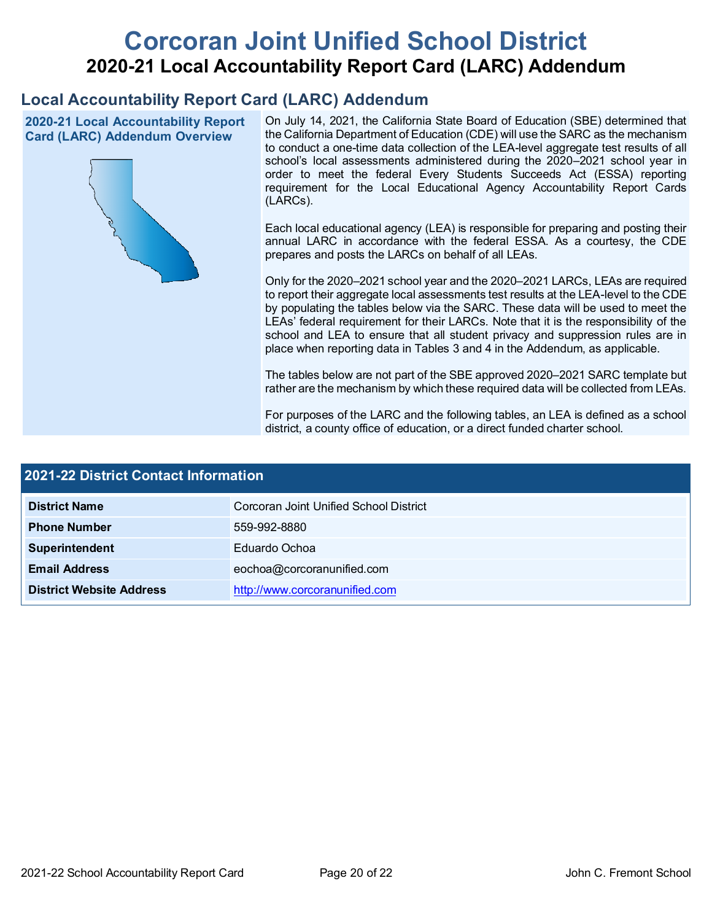# Corcoran Joint Unified School District

## 2020-21 Local Accountability Report Card (LARC) Addendum

## Local Accountability Report Card (LARC) Addendum

### 2020-21 Local Accountability Report Card (LARC) Addendum Overview

On July 14, 2021, the California State Board of Education (SBE) determined that the California Department of Education (CDE) will use the SARC as the mechanism to conduct a one-time data collection of the LEA-level aggregate test results of all school's local assessments administered during the 2020–2021 school year in order to meet the federal Every Students Succeeds Act (ESSA) reporting requirement for the Local Educational Agency Accountability Report Cards (LARCs).

Each local educational agency (LEA) is responsible for preparing and posting their annual LARC in accordance with the federal ESSA. As a courtesy, the CDE prepares and posts the LARCs on behalf of all LEAs.

Only for the 2020–2021 school year and the 2020–2021 LARCs, LEAs are required to report their aggregate local assessments test results at the LEA-level to the CDE by populating the tables below via the SARC. These data will be used to meet the LEAs' federal requirement for their LARCs. Note that it is the responsibility of the school and LEA to ensure that all student privacy and suppression rules are in place when reporting data in Tables 3 and 4 in the Addendum, as applicable.

The tables below are not part of the SBE approved 2020–2021 SARC template but rather are the mechanism by which these required data will be collected from LEAs.

For purposes of the LARC and the following tables, an LEA is defined as a school district, a county office of education, or a direct funded charter school.

| 2021-22 District Contact Information | |
|---|---|
| District Name | Corcoran Joint Unified School District |
| Phone Number | 559-992-8880 |
| Superintendent | Eduardo Ochoa |
| Email Address | eochoa@corcoranunified.com |
| District Website Address | http://www.corcoranunified.com |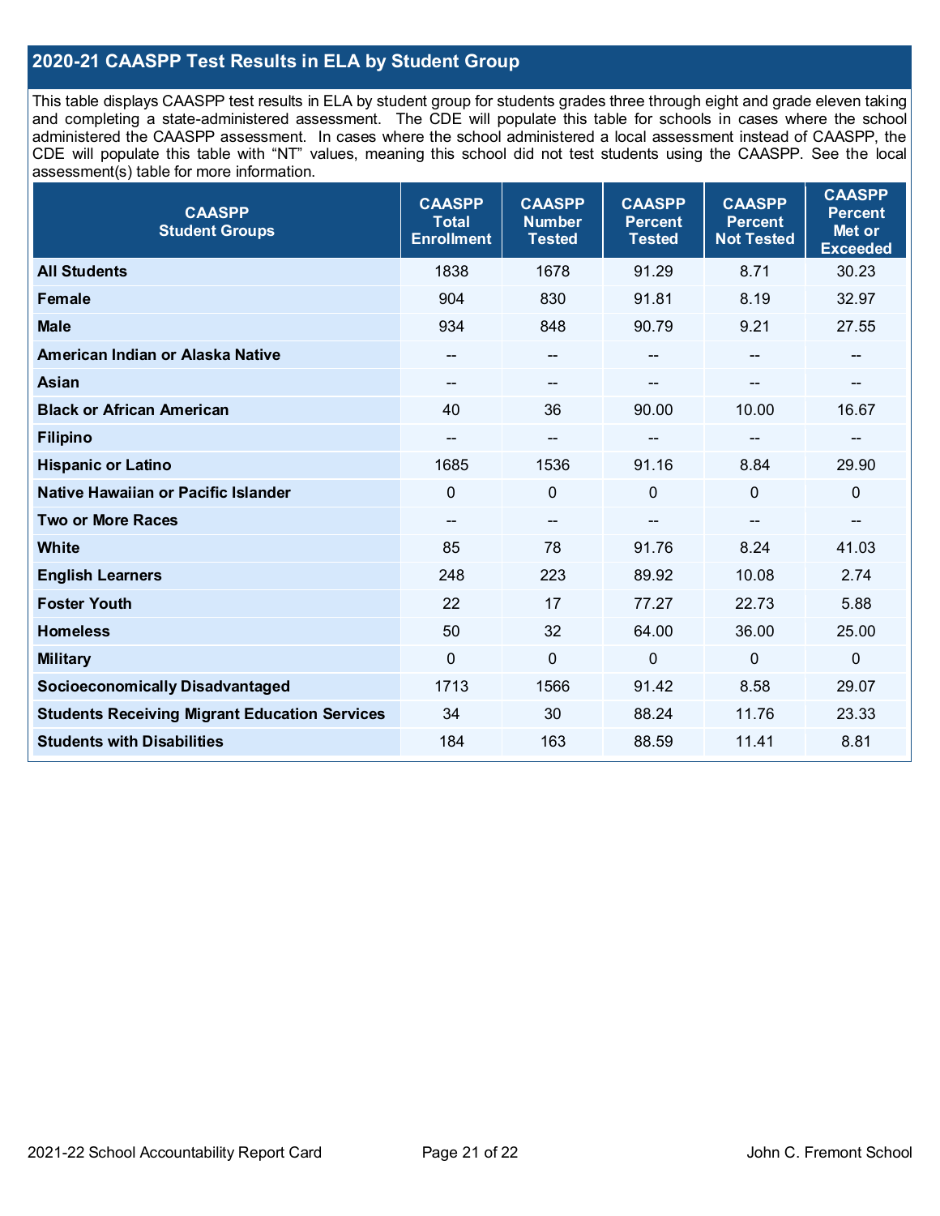## 2020-21 CAASPP Test Results in ELA by Student Group

This table displays CAASPP test results in ELA by student group for students grades three through eight and grade eleven taking and completing a state-administered assessment. The CDE will populate this table for schools in cases where the school administered the CAASPP assessment. In cases where the school administered a local assessment instead of CAASPP, the CDE will populate this table with "NT" values, meaning this school did not test students using the CAASPP. See the local assessment(s) table for more information.

| CAASPP Student Groups | CAASPP Total Enrollment | CAASPP Number Tested | CAASPP Percent Tested | CAASPP Percent Not Tested | CAASPP Percent Met or Exceeded |
|---|---|---|---|---|---|
| **All Students** | 1838 | 1678 | 91.29 | 8.71 | 30.23 |
| **Female** | 904 | 830 | 91.81 | 8.19 | 32.97 |
| **Male** | 934 | 848 | 90.79 | 9.21 | 27.55 |
| **American Indian or Alaska Native** | -- | -- | -- | -- | -- |
| **Asian** | -- | -- | -- | -- | -- |
| **Black or African American** | 40 | 36 | 90.00 | 10.00 | 16.67 |
| **Filipino** | -- | -- | -- | -- | -- |
| **Hispanic or Latino** | 1685 | 1536 | 91.16 | 8.84 | 29.90 |
| **Native Hawaiian or Pacific Islander** | 0 | 0 | 0 | 0 | 0 |
| **Two or More Races** | -- | -- | -- | -- | -- |
| **White** | 85 | 78 | 91.76 | 8.24 | 41.03 |
| **English Learners** | 248 | 223 | 89.92 | 10.08 | 2.74 |
| **Foster Youth** | 22 | 17 | 77.27 | 22.73 | 5.88 |
| **Homeless** | 50 | 32 | 64.00 | 36.00 | 25.00 |
| **Military** | 0 | 0 | 0 | 0 | 0 |
| **Socioeconomically Disadvantaged** | 1713 | 1566 | 91.42 | 8.58 | 29.07 |
| **Students Receiving Migrant Education Services** | 34 | 30 | 88.24 | 11.76 | 23.33 |
| **Students with Disabilities** | 184 | 163 | 88.59 | 11.41 | 8.81 |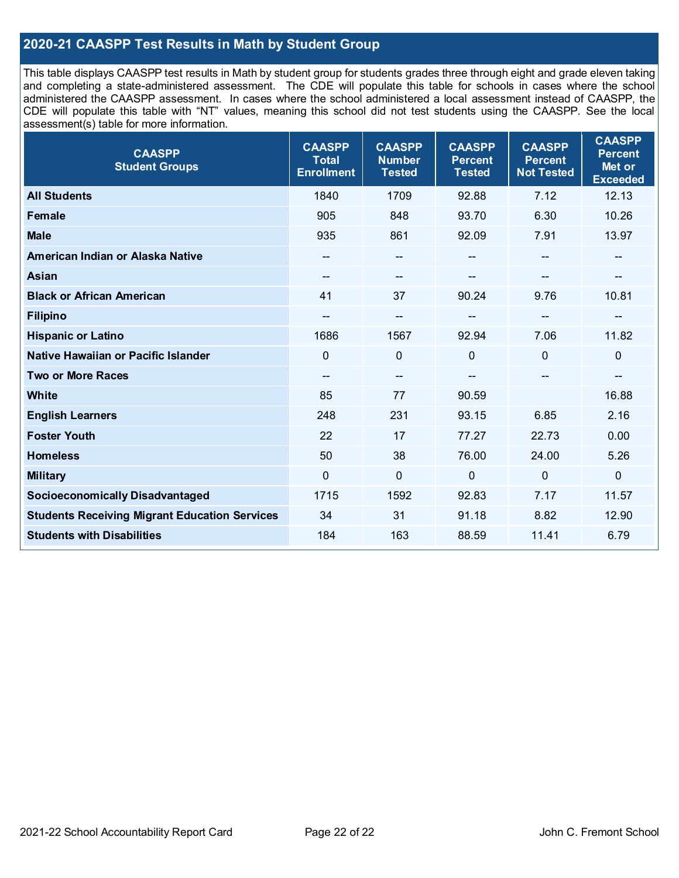## 2020-21 CAASPP Test Results in Math by Student Group

This table displays CAASPP test results in Math by student group for students grades three through eight and grade eleven taking and completing a state-administered assessment. The CDE will populate this table for schools in cases where the school administered the CAASPP assessment. In cases where the school administered a local assessment instead of CAASPP, the CDE will populate this table with “NT” values, meaning this school did not test students using the CAASPP. See the local assessment(s) table for more information.

| CAASPP Student Groups | CAASPP Total Enrollment | CAASPP Number Tested | CAASPP Percent Tested | CAASPP Percent Not Tested | CAASPP Percent Met or Exceeded |
|---|---|---|---|---|---|
| All Students | 1840 | 1709 | 92.88 | 7.12 | 12.13 |
| Female | 905 | 848 | 93.70 | 6.30 | 10.26 |
| Male | 935 | 861 | 92.09 | 7.91 | 13.97 |
| American Indian or Alaska Native | -- | -- | -- | -- | -- |
| Asian | -- | -- | -- | -- | -- |
| Black or African American | 41 | 37 | 90.24 | 9.76 | 10.81 |
| Filipino | -- | -- | -- | -- | -- |
| Hispanic or Latino | 1686 | 1567 | 92.94 | 7.06 | 11.82 |
| Native Hawaiian or Pacific Islander | 0 | 0 | 0 | 0 | 0 |
| Two or More Races | -- | -- | -- | -- | -- |
| White | 85 | 77 | 90.59 | | 16.88 |
| English Learners | 248 | 231 | 93.15 | 6.85 | 2.16 |
| Foster Youth | 22 | 17 | 77.27 | 22.73 | 0.00 |
| Homeless | 50 | 38 | 76.00 | 24.00 | 5.26 |
| Military | 0 | 0 | 0 | 0 | 0 |
| Socioeconomically Disadvantaged | 1715 | 1592 | 92.83 | 7.17 | 11.57 |
| Students Receiving Migrant Education Services | 34 | 31 | 91.18 | 8.82 | 12.90 |
| Students with Disabilities | 184 | 163 | 88.59 | 11.41 | 6.79 |